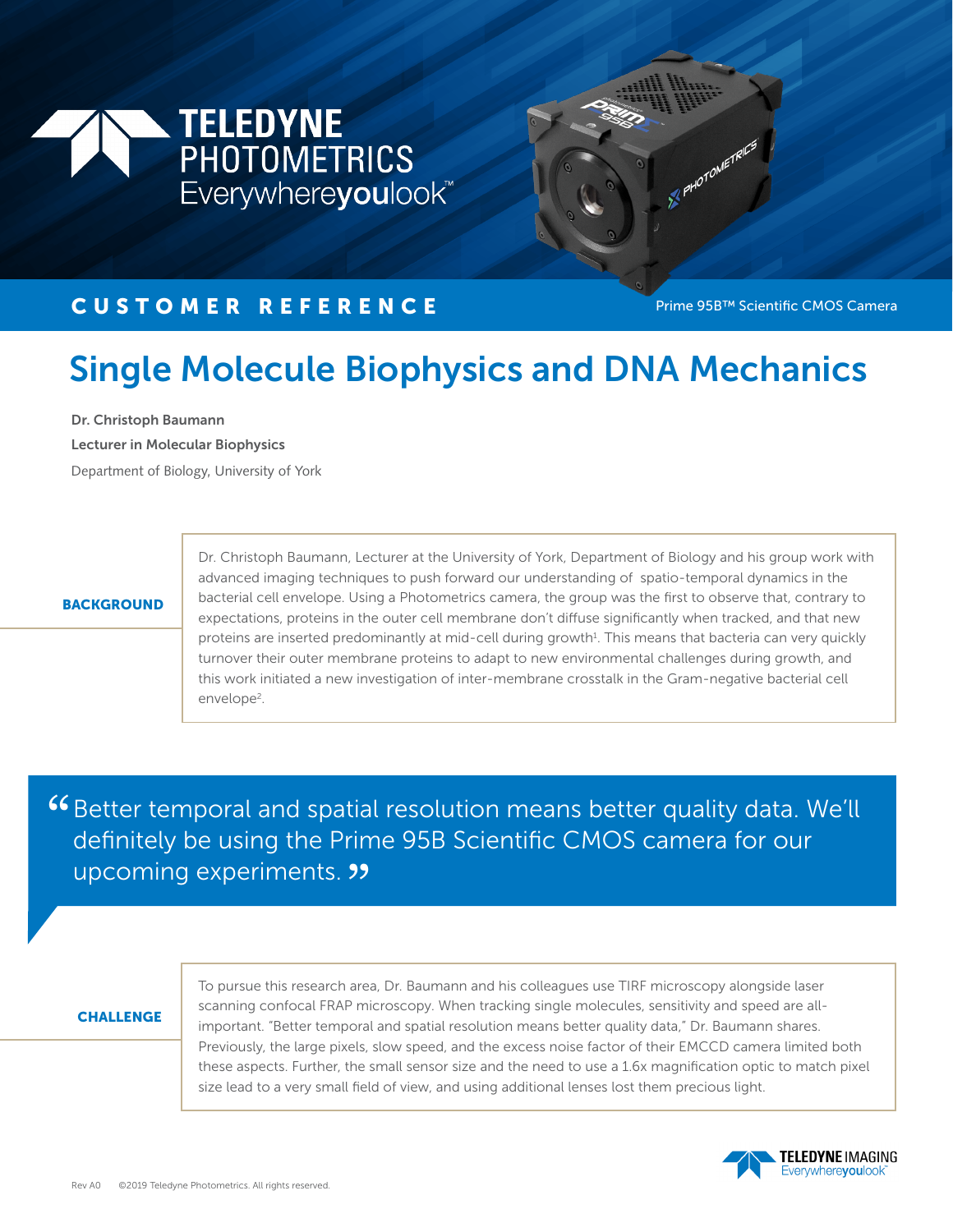TELEDYNE PHOTOMETRICS
Everywhereyoulook™

**CUSTOMER REFERENCE**

Prime 95B™ Scientific CMOS Camera

# Single Molecule Biophysics and DNA Mechanics

**Dr. Christoph Baumann**
**Lecturer in Molecular Biophysics**
Department of Biology, University of York

## BACKGROUND

Dr. Christoph Baumann, Lecturer at the University of York, Department of Biology and his group work with advanced imaging techniques to push forward our understanding of spatio-temporal dynamics in the bacterial cell envelope. Using a Photometrics camera, the group was the first to observe that, contrary to expectations, proteins in the outer cell membrane don't diffuse significantly when tracked, and that new proteins are inserted predominantly at mid-cell during growth[1]. This means that bacteria can very quickly turnover their outer membrane proteins to adapt to new environmental challenges during growth, and this work initiated a new investigation of inter-membrane crosstalk in the Gram-negative bacterial cell envelope[2].

> "Better temporal and spatial resolution means better quality data. We'll definitely be using the Prime 95B Scientific CMOS camera for our upcoming experiments."

## CHALLENGE

To pursue this research area, Dr. Baumann and his colleagues use TIRF microscopy alongside laser scanning confocal FRAP microscopy. When tracking single molecules, sensitivity and speed are all-important. "Better temporal and spatial resolution means better quality data," Dr. Baumann shares. Previously, the large pixels, slow speed, and the excess noise factor of their EMCCD camera limited both these aspects. Further, the small sensor size and the need to use a 1.6x magnification optic to match pixel size lead to a very small field of view, and using additional lenses lost them precious light.

Rev A0 ©2019 Teledyne Photometrics. All rights reserved.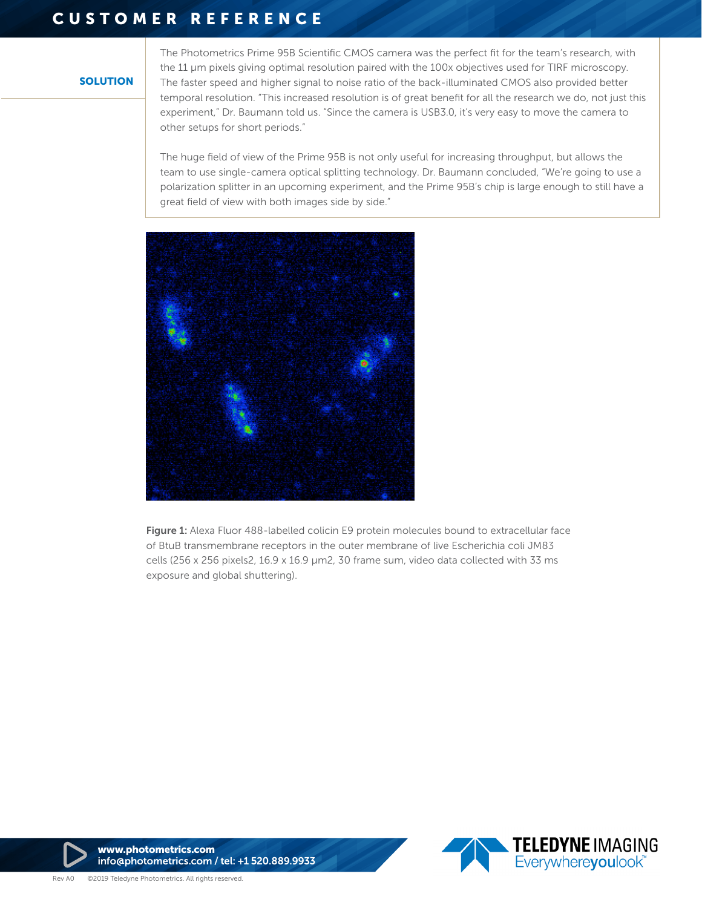## SOLUTION

The Photometrics Prime 95B Scientific CMOS camera was the perfect fit for the team's research, with the 11 µm pixels giving optimal resolution paired with the 100x objectives used for TIRF microscopy. The faster speed and higher signal to noise ratio of the back-illuminated CMOS also provided better temporal resolution. "This increased resolution is of great benefit for all the research we do, not just this experiment," Dr. Baumann told us. "Since the camera is USB3.0, it's very easy to move the camera to other setups for short periods."

The huge field of view of the Prime 95B is not only useful for increasing throughput, but allows the team to use single-camera optical splitting technology. Dr. Baumann concluded, "We're going to use a polarization splitter in an upcoming experiment, and the Prime 95B's chip is large enough to still have a great field of view with both images side by side."

**Figure 1:** Alexa Fluor 488-labelled colicin E9 protein molecules bound to extracellular face of BtuB transmembrane receptors in the outer membrane of live Escherichia coli JM83 cells (256 x 256 pixels2, 16.9 x 16.9 µm2, 30 frame sum, video data collected with 33 ms exposure and global shuttering).

www.photometrics.com
info@photometrics.com / tel: +1 520.889.9933

Rev A0 ©2019 Teledyne Photometrics. All rights reserved.